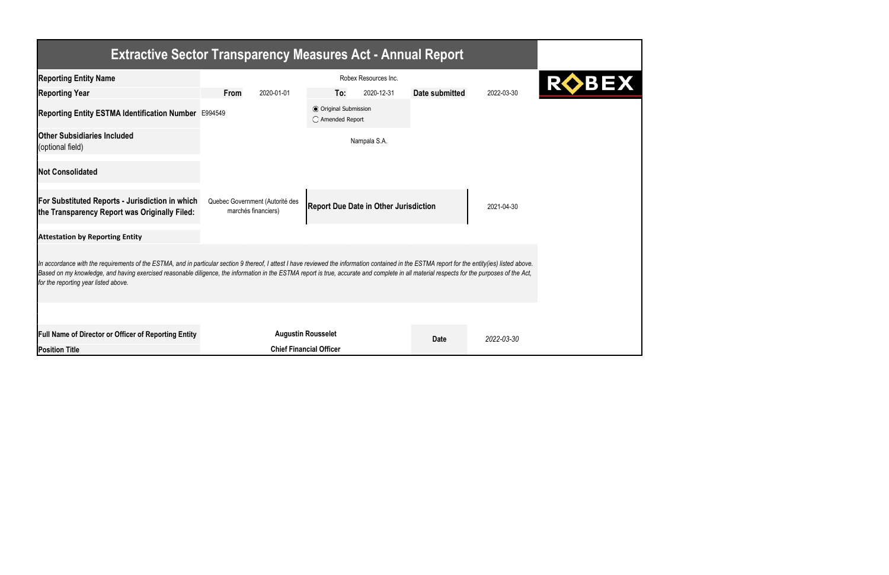# Extractive Sector Transparency Measures Act - Annual Report

| | | | | | | |
|---|---|---|---|---|---|---|
| **Reporting Entity Name** | | | Robex Resources Inc. | | | |
| **Reporting Year** | **From** | 2020-01-01 | **To:** | 2020-12-31 | **Date submitted** | 2022-03-30 |
| **Reporting Entity ESTMA Identification Number** | E994549 | | ◉ Original Submission<br>◯ Amended Report | | | |
| **Other Subsidiaries Included**<br>(optional field) | | | Nampala S.A. | | | |
| **Not Consolidated** | | | | | | |
| **For Substituted Reports - Jurisdiction in which the Transparency Report was Originally Filed:** | Quebec Government (Autorité des marchés financiers) | | **Report Due Date in Other Jurisdiction** | | | 2021-04-30 |

**Attestation by Reporting Entity**

*In accordance with the requirements of the ESTMA, and in particular section 9 thereof, I attest I have reviewed the information contained in the ESTMA report for the entity(ies) listed above. Based on my knowledge, and having exercised reasonable diligence, the information in the ESTMA report is true, accurate and complete in all material respects for the purposes of the Act, for the reporting year listed above.*

| | | | |
|---|---|---|---|
| **Full Name of Director or Officer of Reporting Entity** | **Augustin Rousselet** | **Date** | *2022-03-30* |
| **Position Title** | **Chief Financial Officer** | | |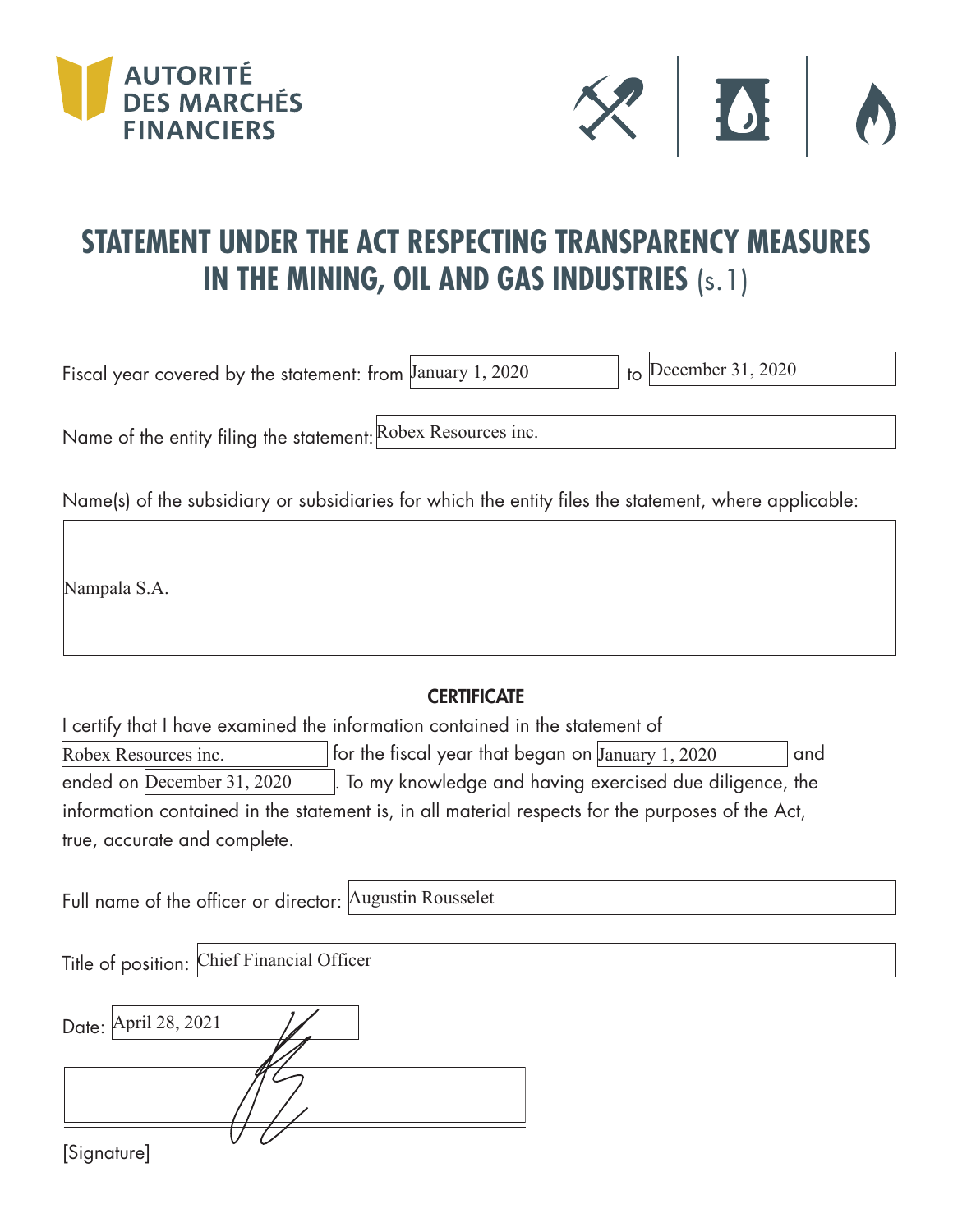AUTORITÉ DES MARCHÉS FINANCIERS

# STATEMENT UNDER THE ACT RESPECTING TRANSPARENCY MEASURES IN THE MINING, OIL AND GAS INDUSTRIES (s.1)

Fiscal year covered by the statement: from January 1, 2020 to December 31, 2020

Name of the entity filing the statement: Robex Resources inc.

Name(s) of the subsidiary or subsidiaries for which the entity files the statement, where applicable:

Nampala S.A.

## CERTIFICATE

I certify that I have examined the information contained in the statement of Robex Resources inc. for the fiscal year that began on January 1, 2020 and ended on December 31, 2020. To my knowledge and having exercised due diligence, the information contained in the statement is, in all material respects for the purposes of the Act, true, accurate and complete.

Full name of the officer or director: Augustin Rousselet

Title of position: Chief Financial Officer

Date: April 28, 2021

[Signature]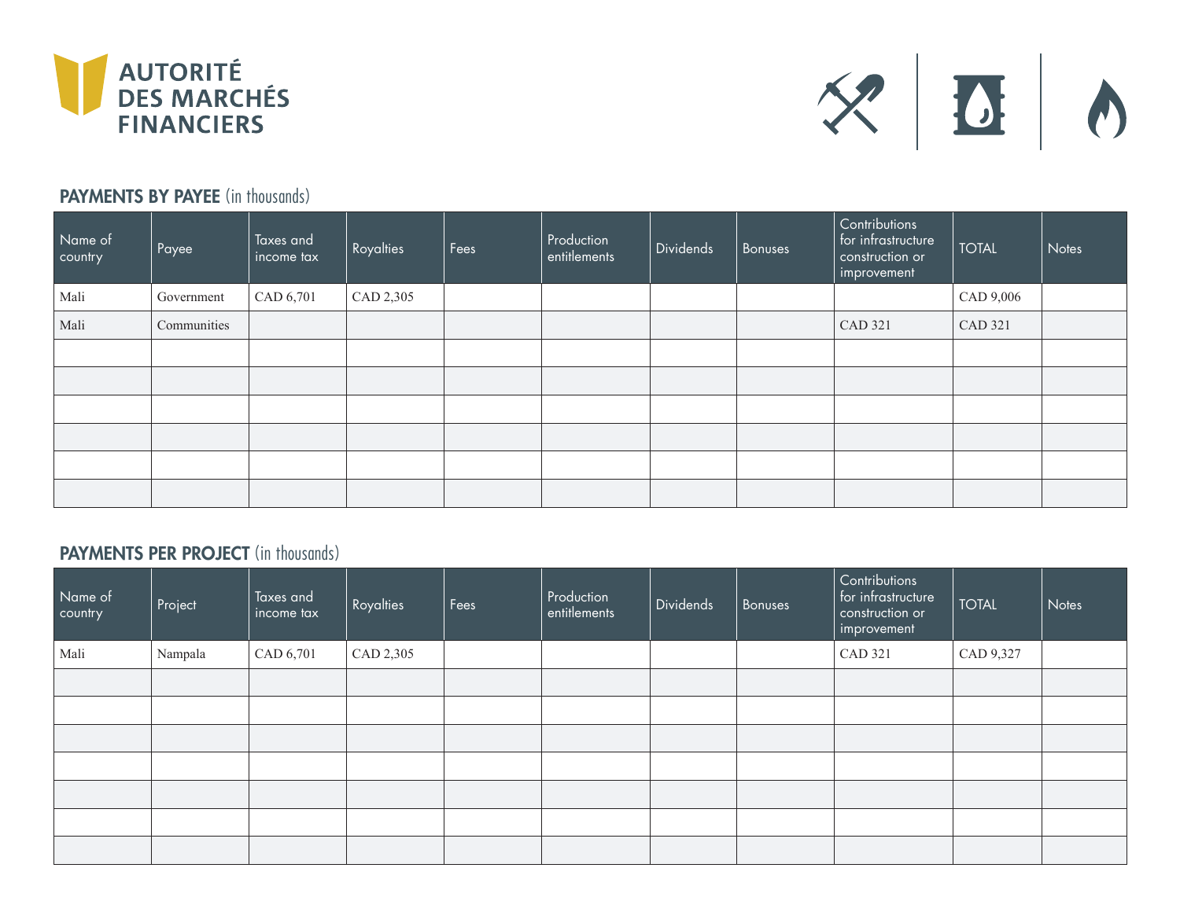AUTORITÉ DES MARCHÉS FINANCIERS

## PAYMENTS BY PAYEE (in thousands)

| Name of country | Payee | Taxes and income tax | Royalties | Fees | Production entitlements | Dividends | Bonuses | Contributions for infrastructure construction or improvement | TOTAL | Notes |
|---|---|---|---|---|---|---|---|---|---|---|
| Mali | Government | CAD 6,701 | CAD 2,305 | | | | | | CAD 9,006 | |
| Mali | Communities | | | | | | | CAD 321 | CAD 321 | |
| | | | | | | | | | | |
| | | | | | | | | | | |
| | | | | | | | | | | |
| | | | | | | | | | | |
| | | | | | | | | | | |
| | | | | | | | | | | |

## PAYMENTS PER PROJECT (in thousands)

| Name of country | Project | Taxes and income tax | Royalties | Fees | Production entitlements | Dividends | Bonuses | Contributions for infrastructure construction or improvement | TOTAL | Notes |
|---|---|---|---|---|---|---|---|---|---|---|
| Mali | Nampala | CAD 6,701 | CAD 2,305 | | | | | CAD 321 | CAD 9,327 | |
| | | | | | | | | | | |
| | | | | | | | | | | |
| | | | | | | | | | | |
| | | | | | | | | | | |
| | | | | | | | | | | |
| | | | | | | | | | | |
| | | | | | | | | | | |